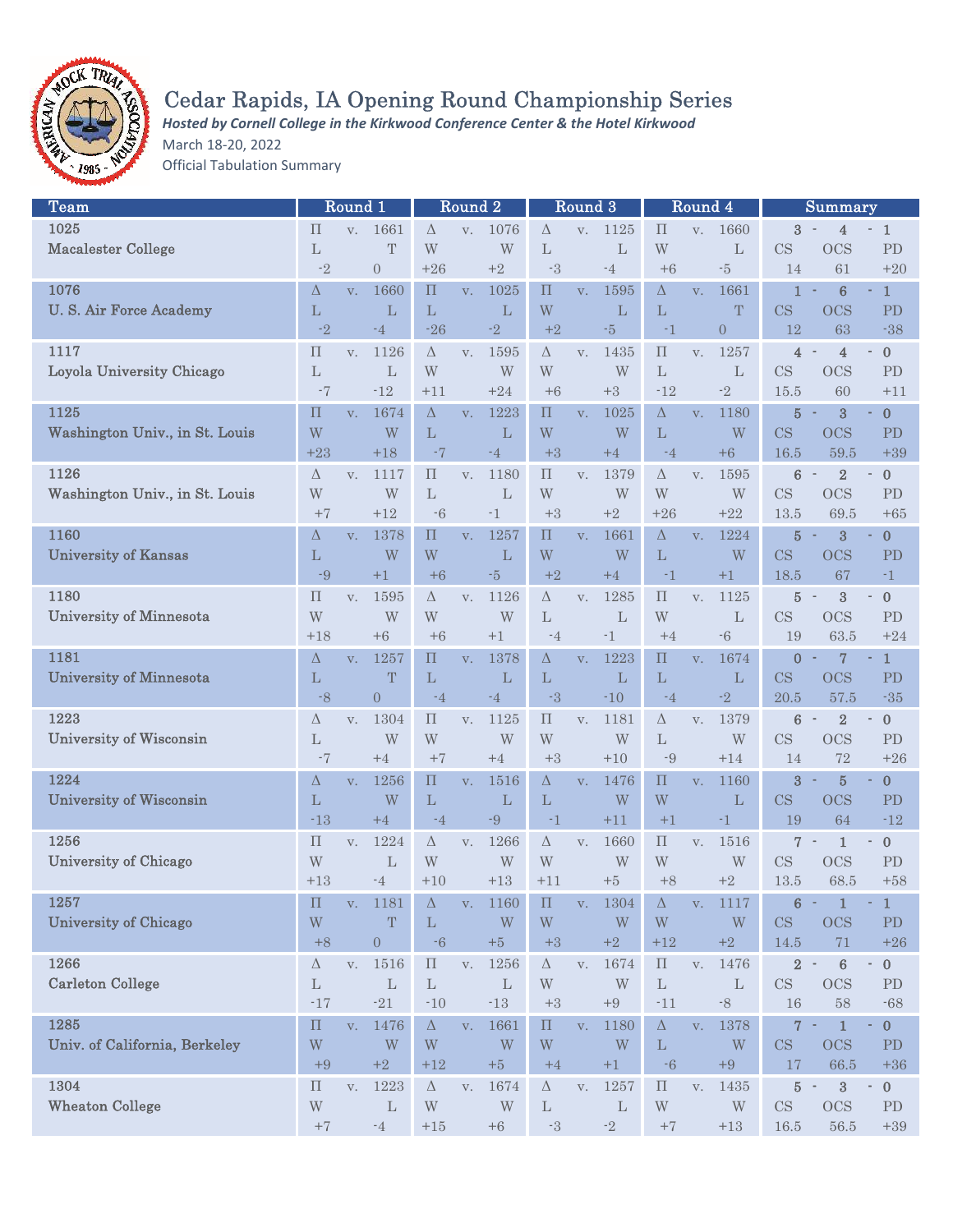# Cedar Rapids, IA Opening Round Championship Series

***Hosted by Cornell College in the Kirkwood Conference Center & the Hotel Kirkwood***

March 18-20, 2022

Official Tabulation Summary

| Team | Round 1 | | | Round 2 | | | Round 3 | | | Round 4 | | | Summary | | |
|---|---|---|---|---|---|---|---|---|---|---|---|---|---|---|---|
| 1025 | Π | v. | 1661 | Δ | v. | 1076 | Δ | v. | 1125 | Π | v. | 1660 | 3 - | 4 | - 1 |
| Macalester College | L | | T | W | | W | L | | L | W | | L | CS | OCS | PD |
| | -2 | | 0 | +26 | | +2 | -3 | | -4 | +6 | | -5 | 14 | 61 | +20 |
| 1076 | Δ | v. | 1660 | Π | v. | 1025 | Π | v. | 1595 | Δ | v. | 1661 | 1 - | 6 | - 1 |
| U. S. Air Force Academy | L | | L | L | | L | W | | L | L | | T | CS | OCS | PD |
| | -2 | | -4 | -26 | | -2 | +2 | | -5 | -1 | | 0 | 12 | 63 | -38 |
| 1117 | Π | v. | 1126 | Δ | v. | 1595 | Δ | v. | 1435 | Π | v. | 1257 | 4 - | 4 | - 0 |
| Loyola University Chicago | L | | L | W | | W | W | | W | L | | L | CS | OCS | PD |
| | -7 | | -12 | +11 | | +24 | +6 | | +3 | -12 | | -2 | 15.5 | 60 | +11 |
| 1125 | Π | v. | 1674 | Δ | v. | 1223 | Π | v. | 1025 | Δ | v. | 1180 | 5 - | 3 | - 0 |
| Washington Univ., in St. Louis | W | | W | L | | L | W | | W | L | | W | CS | OCS | PD |
| | +23 | | +18 | -7 | | -4 | +3 | | +4 | -4 | | +6 | 16.5 | 59.5 | +39 |
| 1126 | Δ | v. | 1117 | Π | v. | 1180 | Π | v. | 1379 | Δ | v. | 1595 | 6 - | 2 | - 0 |
| Washington Univ., in St. Louis | W | | W | L | | L | W | | W | W | | W | CS | OCS | PD |
| | +7 | | +12 | -6 | | -1 | +3 | | +2 | +26 | | +22 | 13.5 | 69.5 | +65 |
| 1160 | Δ | v. | 1378 | Π | v. | 1257 | Π | v. | 1661 | Δ | v. | 1224 | 5 - | 3 | - 0 |
| University of Kansas | L | | W | W | | L | W | | W | L | | W | CS | OCS | PD |
| | -9 | | +1 | +6 | | -5 | +2 | | +4 | -1 | | +1 | 18.5 | 67 | -1 |
| 1180 | Π | v. | 1595 | Δ | v. | 1126 | Δ | v. | 1285 | Π | v. | 1125 | 5 - | 3 | - 0 |
| University of Minnesota | W | | W | W | | W | L | | L | W | | L | CS | OCS | PD |
| | +18 | | +6 | +6 | | +1 | -4 | | -1 | +4 | | -6 | 19 | 63.5 | +24 |
| 1181 | Δ | v. | 1257 | Π | v. | 1378 | Δ | v. | 1223 | Π | v. | 1674 | 0 - | 7 | - 1 |
| University of Minnesota | L | | T | L | | L | L | | L | L | | L | CS | OCS | PD |
| | -8 | | 0 | -4 | | -4 | -3 | | -10 | -4 | | -2 | 20.5 | 57.5 | -35 |
| 1223 | Δ | v. | 1304 | Π | v. | 1125 | Π | v. | 1181 | Δ | v. | 1379 | 6 - | 2 | - 0 |
| University of Wisconsin | L | | W | W | | W | W | | W | L | | W | CS | OCS | PD |
| | -7 | | +4 | +7 | | +4 | +3 | | +10 | -9 | | +14 | 14 | 72 | +26 |
| 1224 | Δ | v. | 1256 | Π | v. | 1516 | Δ | v. | 1476 | Π | v. | 1160 | 3 - | 5 | - 0 |
| University of Wisconsin | L | | W | L | | L | L | | W | W | | L | CS | OCS | PD |
| | -13 | | +4 | -4 | | -9 | -1 | | +11 | +1 | | -1 | 19 | 64 | -12 |
| 1256 | Π | v. | 1224 | Δ | v. | 1266 | Δ | v. | 1660 | Π | v. | 1516 | 7 - | 1 | - 0 |
| University of Chicago | W | | L | W | | W | W | | W | W | | W | CS | OCS | PD |
| | +13 | | -4 | +10 | | +13 | +11 | | +5 | +8 | | +2 | 13.5 | 68.5 | +58 |
| 1257 | Π | v. | 1181 | Δ | v. | 1160 | Π | v. | 1304 | Δ | v. | 1117 | 6 - | 1 | - 1 |
| University of Chicago | W | | T | L | | W | W | | W | W | | W | CS | OCS | PD |
| | +8 | | 0 | -6 | | +5 | +3 | | +2 | +12 | | +2 | 14.5 | 71 | +26 |
| 1266 | Δ | v. | 1516 | Π | v. | 1256 | Δ | v. | 1674 | Π | v. | 1476 | 2 - | 6 | - 0 |
| Carleton College | L | | L | L | | L | W | | W | L | | L | CS | OCS | PD |
| | -17 | | -21 | -10 | | -13 | +3 | | +9 | -11 | | -8 | 16 | 58 | -68 |
| 1285 | Π | v. | 1476 | Δ | v. | 1661 | Π | v. | 1180 | Δ | v. | 1378 | 7 - | 1 | - 0 |
| Univ. of California, Berkeley | W | | W | W | | W | W | | W | L | | W | CS | OCS | PD |
| | +9 | | +2 | +12 | | +5 | +4 | | +1 | -6 | | +9 | 17 | 66.5 | +36 |
| 1304 | Π | v. | 1223 | Δ | v. | 1674 | Δ | v. | 1257 | Π | v. | 1435 | 5 - | 3 | - 0 |
| Wheaton College | W | | L | W | | W | L | | L | W | | W | CS | OCS | PD |
| | +7 | | -4 | +15 | | +6 | -3 | | -2 | +7 | | +13 | 16.5 | 56.5 | +39 |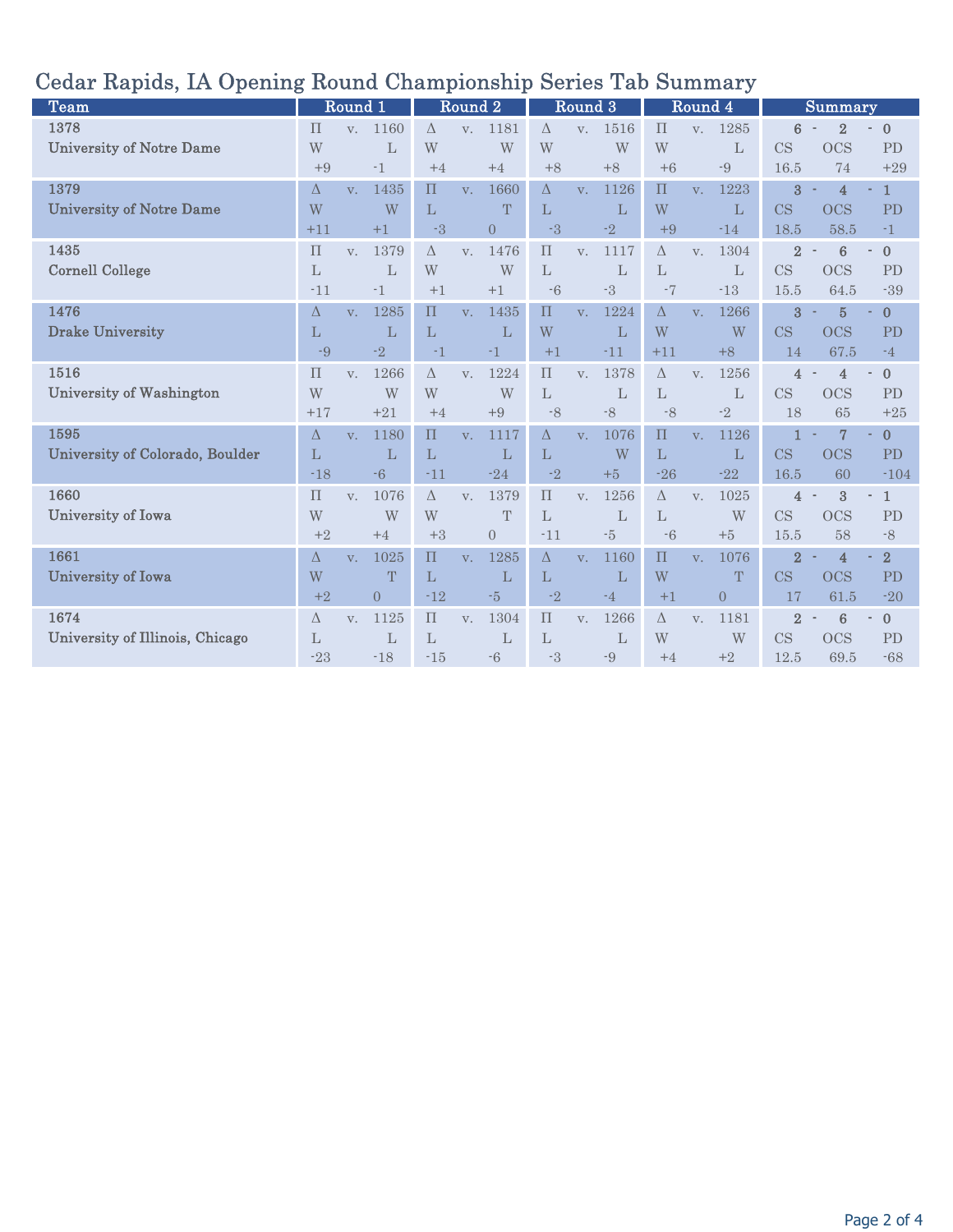# Cedar Rapids, IA Opening Round Championship Series Tab Summary

| Team | Round 1 | Round 2 | Round 3 | Round 4 | Summary |
|---|---|---|---|---|---|
| 1378<br>University of Notre Dame | Π v. 1160<br>W L<br>+9 -1 | Δ v. 1181<br>W W<br>+4 +4 | Δ v. 1516<br>W W<br>+8 +8 | Π v. 1285<br>W L<br>+6 -9 | 6 - 2 - 0<br>CS OCS PD<br>16.5 74 +29 |
| 1379<br>University of Notre Dame | Δ v. 1435<br>W W<br>+11 +1 | Π v. 1660<br>L T<br>-3 0 | Δ v. 1126<br>L L<br>-3 -2 | Π v. 1223<br>W L<br>+9 -14 | 3 - 4 - 1<br>CS OCS PD<br>18.5 58.5 -1 |
| 1435<br>Cornell College | Π v. 1379<br>L L<br>-11 -1 | Δ v. 1476<br>W W<br>+1 +1 | Π v. 1117<br>L L<br>-6 -3 | Δ v. 1304<br>L L<br>-7 -13 | 2 - 6 - 0<br>CS OCS PD<br>15.5 64.5 -39 |
| 1476<br>Drake University | Δ v. 1285<br>L L<br>-9 -2 | Π v. 1435<br>L L<br>-1 -1 | Π v. 1224<br>W L<br>+1 -11 | Δ v. 1266<br>W W<br>+11 +8 | 3 - 5 - 0<br>CS OCS PD<br>14 67.5 -4 |
| 1516<br>University of Washington | Π v. 1266<br>W W<br>+17 +21 | Δ v. 1224<br>W W<br>+4 +9 | Π v. 1378<br>L L<br>-8 -8 | Δ v. 1256<br>L L<br>-8 -2 | 4 - 4 - 0<br>CS OCS PD<br>18 65 +25 |
| 1595<br>University of Colorado, Boulder | Δ v. 1180<br>L L<br>-18 -6 | Π v. 1117<br>L L<br>-11 -24 | Δ v. 1076<br>L W<br>-2 +5 | Π v. 1126<br>L L<br>-26 -22 | 1 - 7 - 0<br>CS OCS PD<br>16.5 60 -104 |
| 1660<br>University of Iowa | Π v. 1076<br>W W<br>+2 +4 | Δ v. 1379<br>W T<br>+3 0 | Π v. 1256<br>L L<br>-11 -5 | Δ v. 1025<br>L W<br>-6 +5 | 4 - 3 - 1<br>CS OCS PD<br>15.5 58 -8 |
| 1661<br>University of Iowa | Δ v. 1025<br>W T<br>+2 0 | Π v. 1285<br>L L<br>-12 -5 | Δ v. 1160<br>L L<br>-2 -4 | Π v. 1076<br>W T<br>+1 0 | 2 - 4 - 2<br>CS OCS PD<br>17 61.5 -20 |
| 1674<br>University of Illinois, Chicago | Δ v. 1125<br>L L<br>-23 -18 | Π v. 1304<br>L L<br>-15 -6 | Π v. 1266<br>L L<br>-3 -9 | Δ v. 1181<br>W W<br>+4 +2 | 2 - 6 - 0<br>CS OCS PD<br>12.5 69.5 -68 |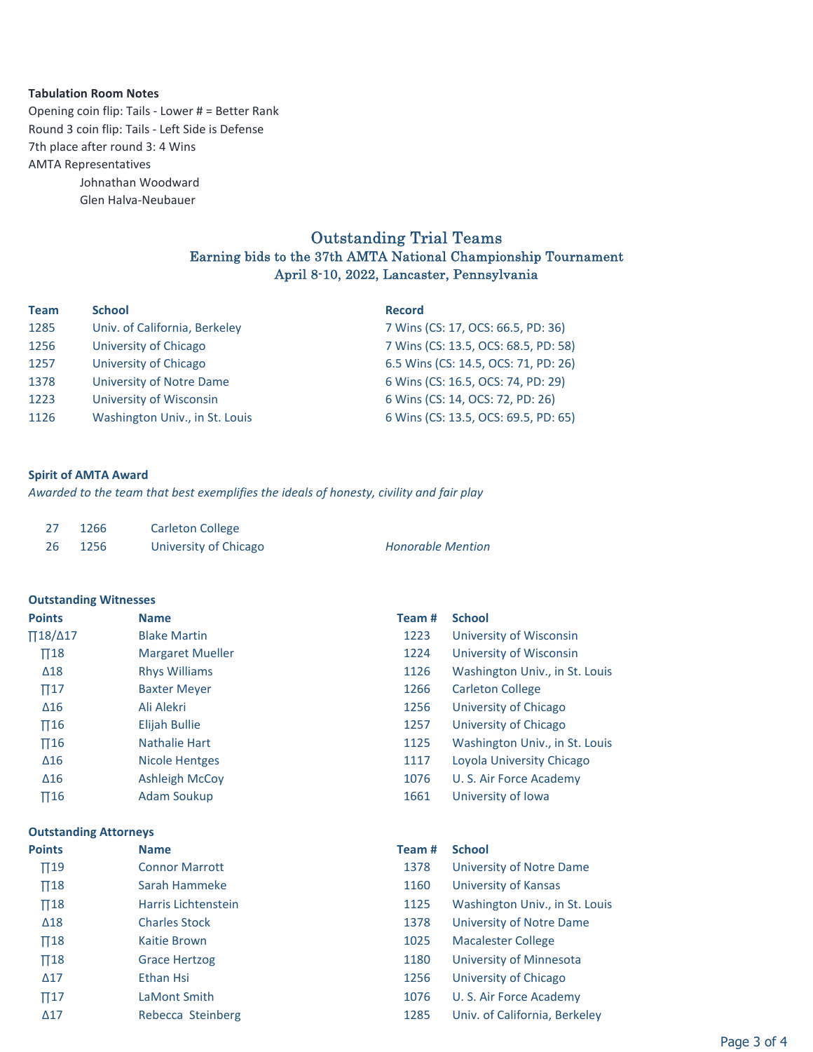**Tabulation Room Notes**

Opening coin flip: Tails - Lower # = Better Rank

Round 3 coin flip: Tails - Left Side is Defense

7th place after round 3: 4 Wins

AMTA Representatives

Johnathan Woodward

Glen Halva-Neubauer

## Outstanding Trial Teams

### Earning bids to the 37th AMTA National Championship Tournament

### April 8-10, 2022, Lancaster, Pennsylvania

| Team | School | Record |
|---|---|---|
| 1285 | Univ. of California, Berkeley | 7 Wins (CS: 17, OCS: 66.5, PD: 36) |
| 1256 | University of Chicago | 7 Wins (CS: 13.5, OCS: 68.5, PD: 58) |
| 1257 | University of Chicago | 6.5 Wins (CS: 14.5, OCS: 71, PD: 26) |
| 1378 | University of Notre Dame | 6 Wins (CS: 16.5, OCS: 74, PD: 29) |
| 1223 | University of Wisconsin | 6 Wins (CS: 14, OCS: 72, PD: 26) |
| 1126 | Washington Univ., in St. Louis | 6 Wins (CS: 13.5, OCS: 69.5, PD: 65) |

**Spirit of AMTA Award**

*Awarded to the team that best exemplifies the ideals of honesty, civility and fair play*

| | | | |
|---|---|---|---|
| 27 | 1266 | Carleton College | |
| 26 | 1256 | University of Chicago | *Honorable Mention* |

**Outstanding Witnesses**

| Points | Name | Team # | School |
|---|---|---|---|
| ∏18/Δ17 | Blake Martin | 1223 | University of Wisconsin |
| ∏18 | Margaret Mueller | 1224 | University of Wisconsin |
| Δ18 | Rhys Williams | 1126 | Washington Univ., in St. Louis |
| ∏17 | Baxter Meyer | 1266 | Carleton College |
| Δ16 | Ali Alekri | 1256 | University of Chicago |
| ∏16 | Elijah Bullie | 1257 | University of Chicago |
| ∏16 | Nathalie Hart | 1125 | Washington Univ., in St. Louis |
| Δ16 | Nicole Hentges | 1117 | Loyola University Chicago |
| Δ16 | Ashleigh McCoy | 1076 | U. S. Air Force Academy |
| ∏16 | Adam Soukup | 1661 | University of Iowa |

**Outstanding Attorneys**

| Points | Name | Team # | School |
|---|---|---|---|
| ∏19 | Connor Marrott | 1378 | University of Notre Dame |
| ∏18 | Sarah Hammeke | 1160 | University of Kansas |
| ∏18 | Harris Lichtenstein | 1125 | Washington Univ., in St. Louis |
| Δ18 | Charles Stock | 1378 | University of Notre Dame |
| ∏18 | Kaitie Brown | 1025 | Macalester College |
| ∏18 | Grace Hertzog | 1180 | University of Minnesota |
| Δ17 | Ethan Hsi | 1256 | University of Chicago |
| ∏17 | LaMont Smith | 1076 | U. S. Air Force Academy |
| Δ17 | Rebecca Steinberg | 1285 | Univ. of California, Berkeley |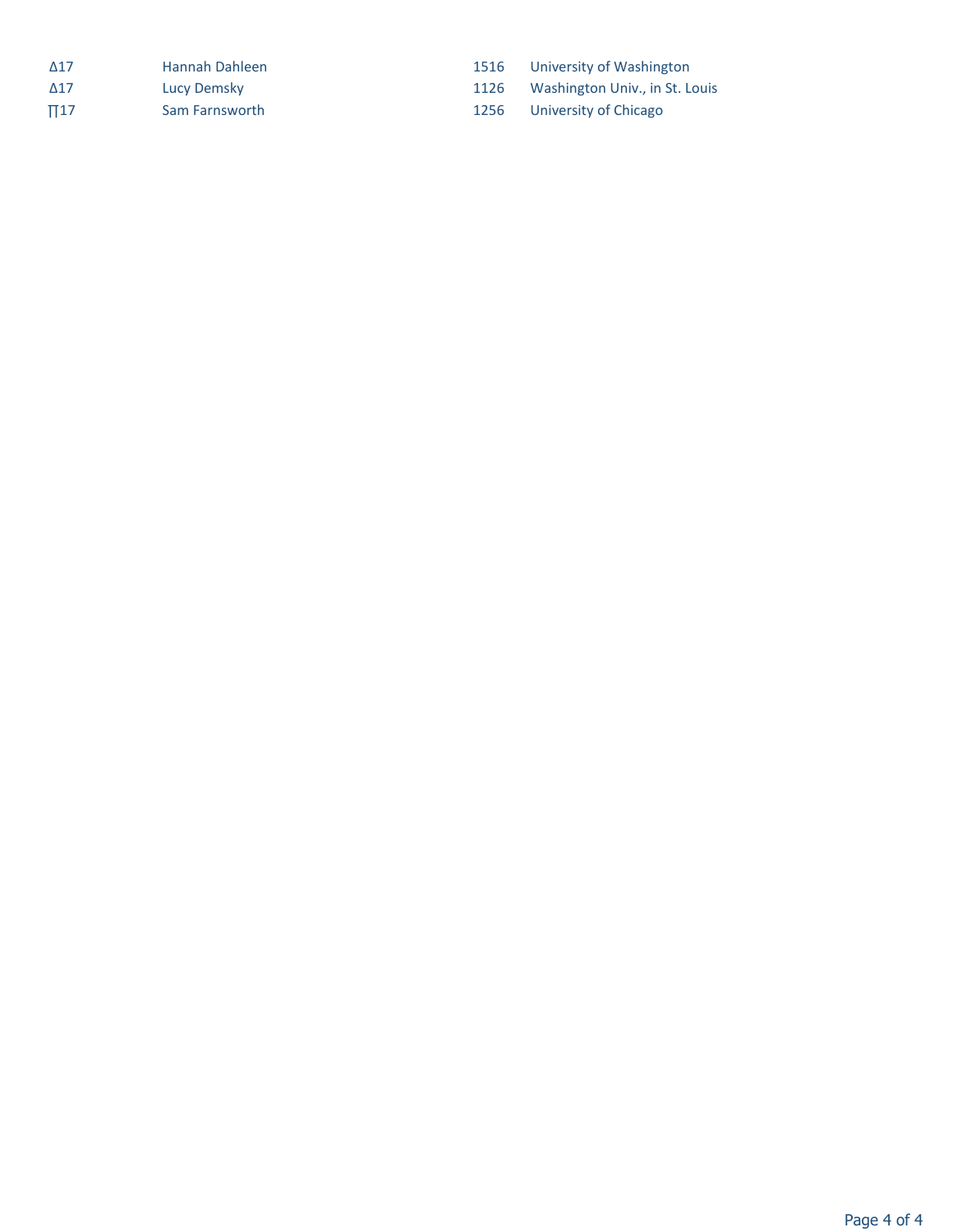| | | | |
|---|---|---|---|
| Δ17 | Hannah Dahleen | 1516 | University of Washington |
| Δ17 | Lucy Demsky | 1126 | Washington Univ., in St. Louis |
| ∏17 | Sam Farnsworth | 1256 | University of Chicago |